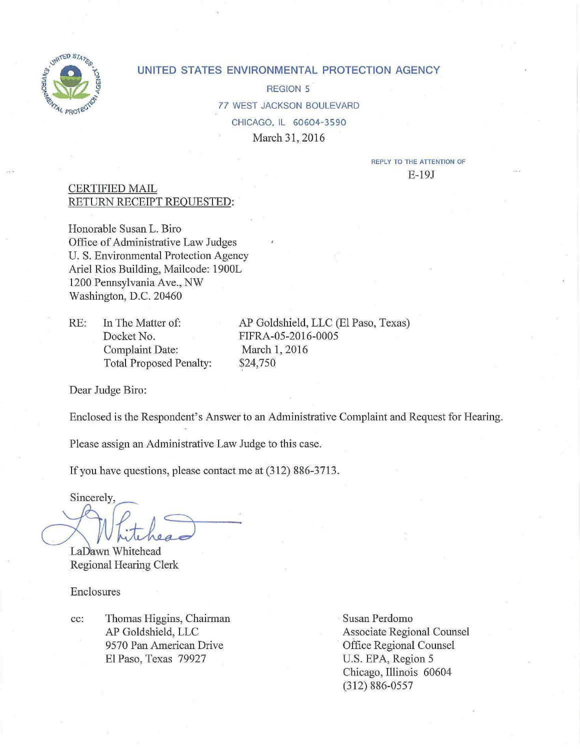UNITED STATES ENVIRONMENTAL PROTECTION AGENCY

REGION 5

77 WEST JACKSON BOULEVARD

CHICAGO, IL 60604-3590

March 31, 2016

REPLY TO THE ATTENTION OF

E-19J

CERTIFIED MAIL
RETURN RECEIPT REQUESTED:

Honorable Susan L. Biro
Office of Administrative Law Judges
U. S. Environmental Protection Agency
Ariel Rios Building, Mailcode: 1900L
1200 Pensylvania Ave., NW
Washington, D.C. 20460

| RE: | In The Matter of: | AP Goldshield, LLC (El Paso, Texas) |
|---|---|---|
| | Docket No. | FIFRA-05-2016-0005 |
| | Complaint Date: | March 1, 2016 |
| | Total Proposed Penalty: | $24,750 |

Dear Judge Biro:

Enclosed is the Respondent's Answer to an Administrative Complaint and Request for Hearing.

Please assign an Administrative Law Judge to this case.

If you have questions, please contact me at (312) 886-3713.

Sincerely,

LaDawn Whitehead
Regional Hearing Clerk

Enclosures

cc: Thomas Higgins, Chairman
AP Goldshield, LLC
9570 Pan American Drive
El Paso, Texas 79927

Susan Perdomo
Associate Regional Counsel
Office Regional Counsel
U.S. EPA, Region 5
Chicago, Illinois 60604
(312) 886-0557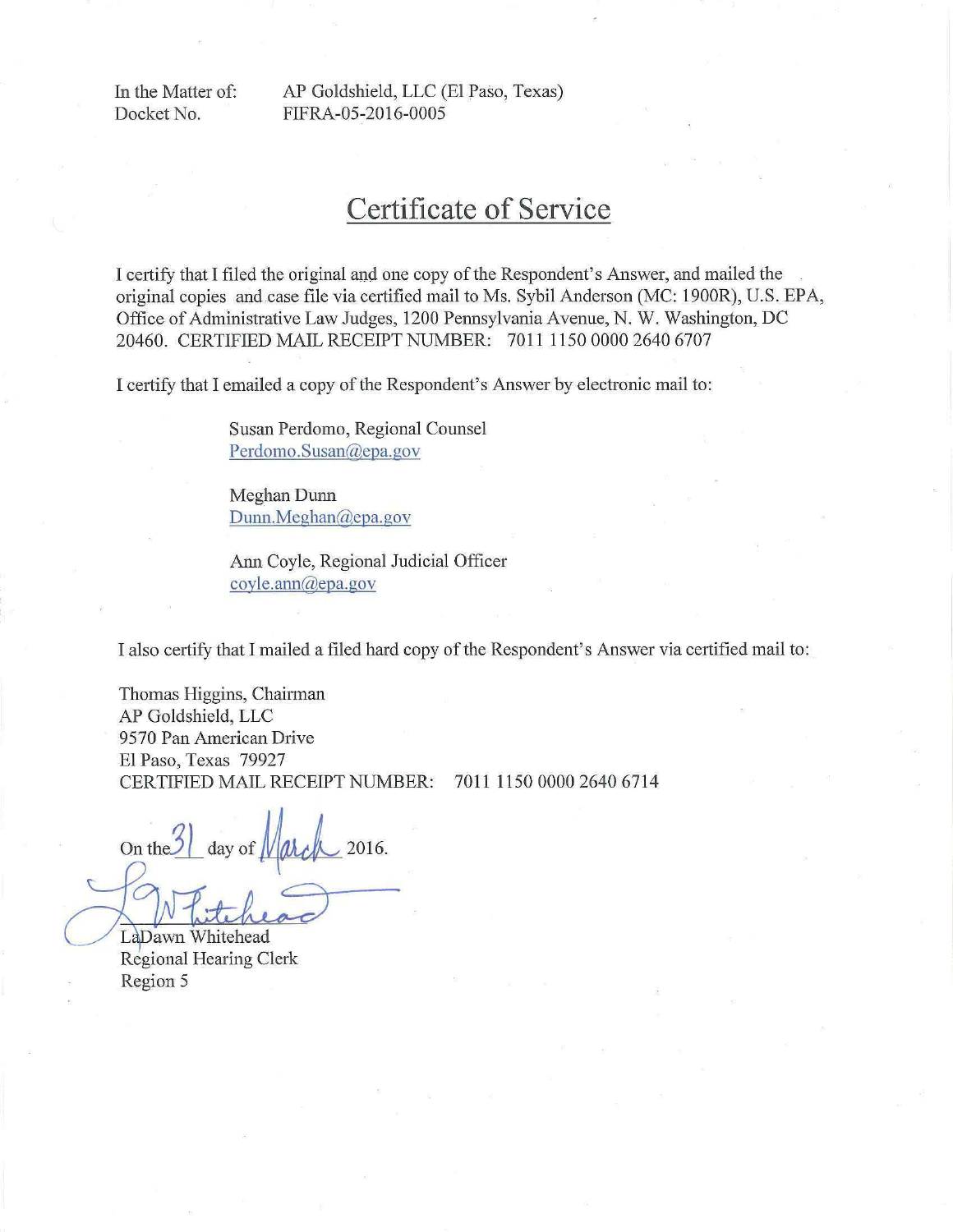In the Matter of: AP Goldshield, LLC (El Paso, Texas)
Docket No. FIFRA-05-2016-0005

# Certificate of Service

I certify that I filed the original and one copy of the Respondent's Answer, and mailed the original copies and case file via certified mail to Ms. Sybil Anderson (MC: 1900R), U.S. EPA, Office of Administrative Law Judges, 1200 Pennsylvania Avenue, N. W. Washington, DC 20460. CERTIFIED MAIL RECEIPT NUMBER: 7011 1150 0000 2640 6707

I certify that I emailed a copy of the Respondent's Answer by electronic mail to:

Susan Perdomo, Regional Counsel
Perdomo.Susan@epa.gov

Meghan Dunn
Dunn.Meghan@epa.gov

Ann Coyle, Regional Judicial Officer
coyle.ann@epa.gov

I also certify that I mailed a filed hard copy of the Respondent's Answer via certified mail to:

Thomas Higgins, Chairman
AP Goldshield, LLC
9570 Pan American Drive
El Paso, Texas 79927
CERTIFIED MAIL RECEIPT NUMBER: 7011 1150 0000 2640 6714

On the 31 day of March 2016.

LaDawn Whitehead
Regional Hearing Clerk
Region 5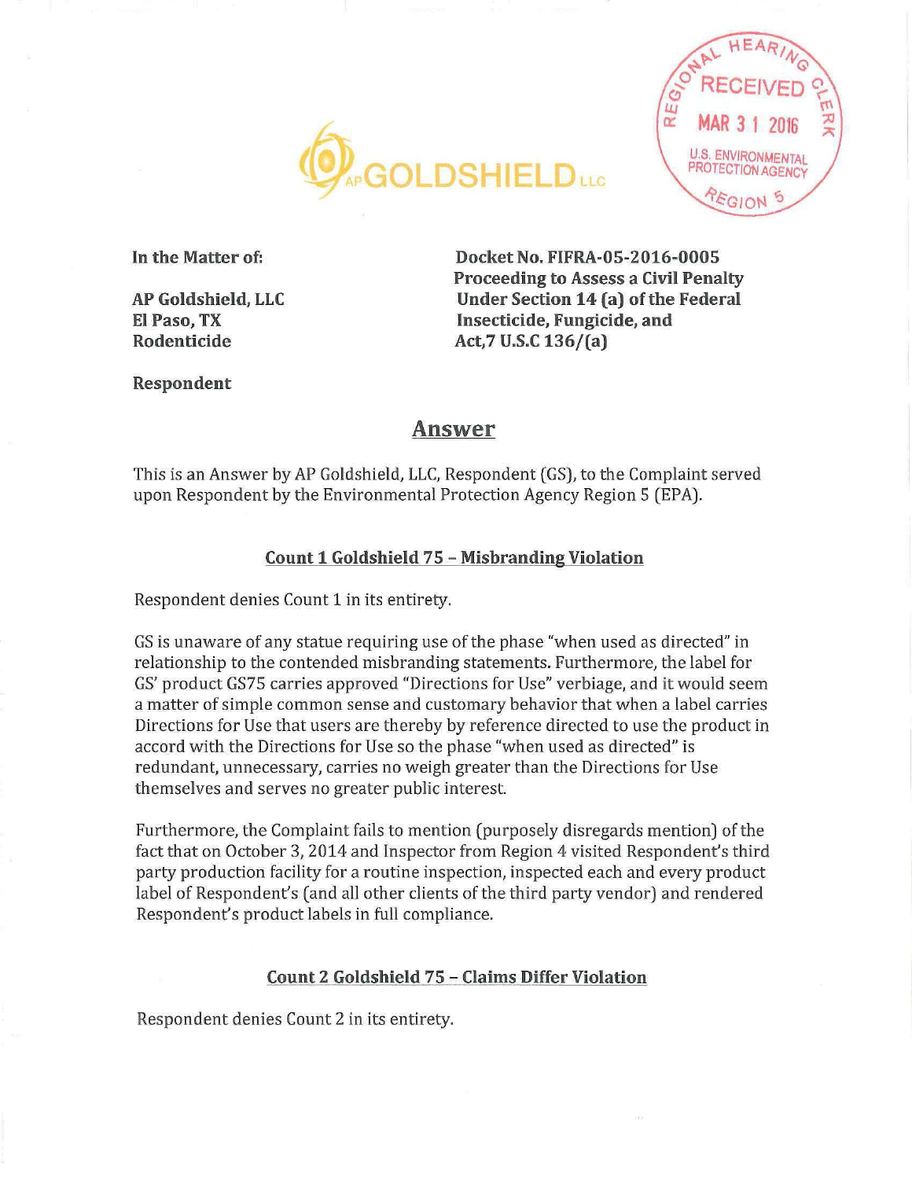AP GOLDSHIELD LLC

REGIONAL HEARING CLERK
RECEIVED
MAR 31 2016
U.S. ENVIRONMENTAL PROTECTION AGENCY
REGION 5

| | |
|---|---|
| **In the Matter of:** | **Docket No. FIFRA-05-2016-0005** |
| | **Proceeding to Assess a Civil Penalty** |
| **AP Goldshield, LLC** | **Under Section 14 (a) of the Federal** |
| **El Paso, TX** | **Insecticide, Fungicide, and** |
| **Rodenticide** | **Act,7 U.S.C 136/(a)** |

**Respondent**

## Answer

This is an Answer by AP Goldshield, LLC, Respondent (GS), to the Complaint served upon Respondent by the Environmental Protection Agency Region 5 (EPA).

### Count 1 Goldshield 75 – Misbranding Violation

Respondent denies Count 1 in its entirety.

GS is unaware of any statue requiring use of the phase "when used as directed" in relationship to the contended misbranding statements. Furthermore, the label for GS' product GS75 carries approved "Directions for Use" verbiage, and it would seem a matter of simple common sense and customary behavior that when a label carries Directions for Use that users are thereby by reference directed to use the product in accord with the Directions for Use so the phase "when used as directed" is redundant, unnecessary, carries no weigh greater than the Directions for Use themselves and serves no greater public interest.

Furthermore, the Complaint fails to mention (purposely disregards mention) of the fact that on October 3, 2014 and Inspector from Region 4 visited Respondent's third party production facility for a routine inspection, inspected each and every product label of Respondent's (and all other clients of the third party vendor) and rendered Respondent's product labels in full compliance.

### Count 2 Goldshield 75 – Claims Differ Violation

Respondent denies Count 2 in its entirety.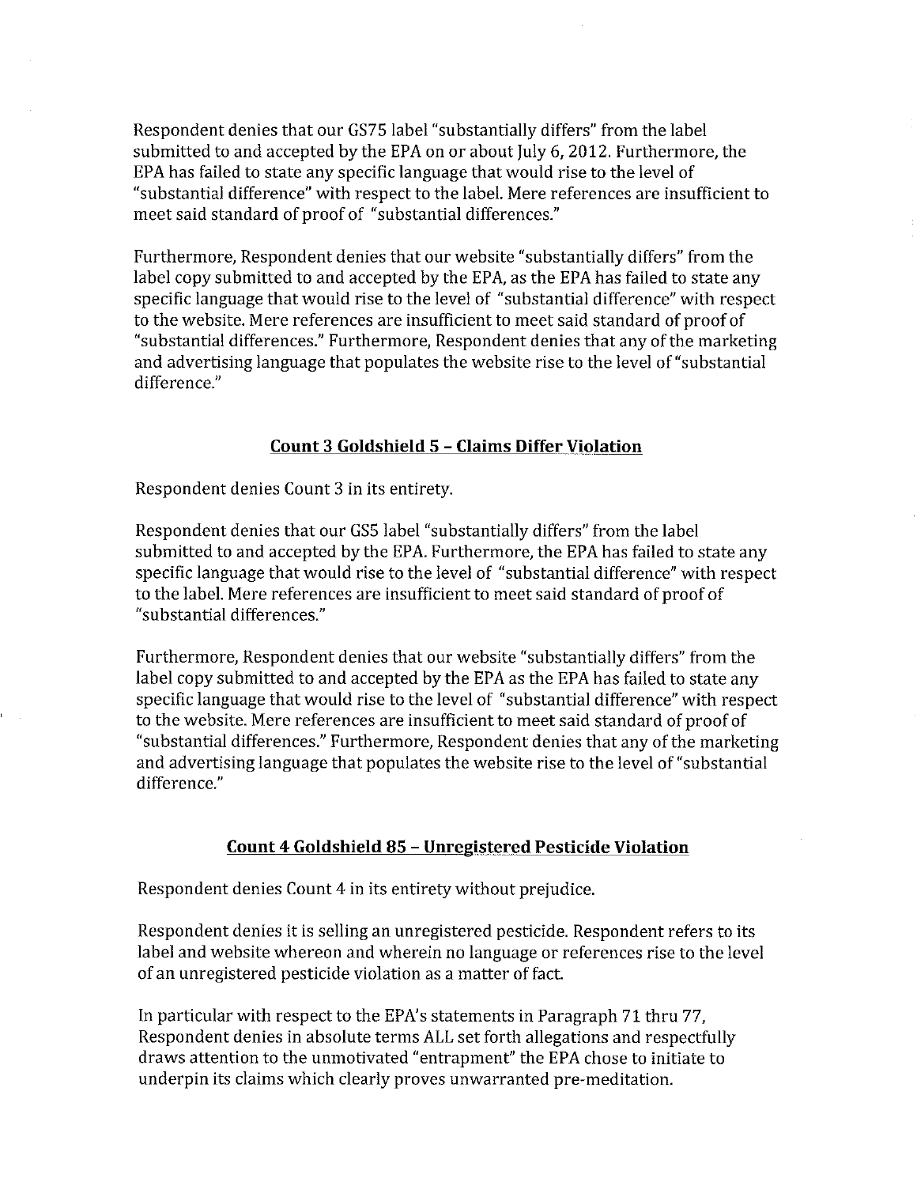Respondent denies that our GS75 label "substantially differs" from the label submitted to and accepted by the EPA on or about July 6, 2012. Furthermore, the EPA has failed to state any specific language that would rise to the level of "substantial difference" with respect to the label. Mere references are insufficient to meet said standard of proof of "substantial differences."

Furthermore, Respondent denies that our website "substantially differs" from the label copy submitted to and accepted by the EPA, as the EPA has failed to state any specific language that would rise to the level of "substantial difference" with respect to the website. Mere references are insufficient to meet said standard of proof of "substantial differences." Furthermore, Respondent denies that any of the marketing and advertising language that populates the website rise to the level of "substantial difference."

## Count 3 Goldshield 5 – Claims Differ Violation

Respondent denies Count 3 in its entirety.

Respondent denies that our GS5 label "substantially differs" from the label submitted to and accepted by the EPA. Furthermore, the EPA has failed to state any specific language that would rise to the level of "substantial difference" with respect to the label. Mere references are insufficient to meet said standard of proof of "substantial differences."

Furthermore, Respondent denies that our website "substantially differs" from the label copy submitted to and accepted by the EPA as the EPA has failed to state any specific language that would rise to the level of "substantial difference" with respect to the website. Mere references are insufficient to meet said standard of proof of "substantial differences." Furthermore, Respondent denies that any of the marketing and advertising language that populates the website rise to the level of "substantial difference."

## Count 4 Goldshield 85 – Unregistered Pesticide Violation

Respondent denies Count 4 in its entirety without prejudice.

Respondent denies it is selling an unregistered pesticide. Respondent refers to its label and website whereon and wherein no language or references rise to the level of an unregistered pesticide violation as a matter of fact.

In particular with respect to the EPA's statements in Paragraph 71 thru 77, Respondent denies in absolute terms ALL set forth allegations and respectfully draws attention to the unmotivated "entrapment" the EPA chose to initiate to underpin its claims which clearly proves unwarranted pre-meditation.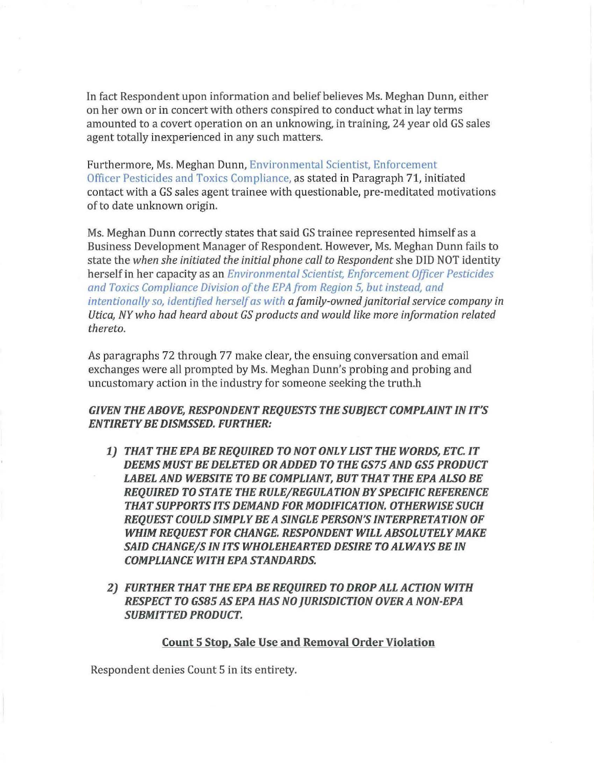In fact Respondent upon information and belief believes Ms. Meghan Dunn, either on her own or in concert with others conspired to conduct what in lay terms amounted to a covert operation on an unknowing, in training, 24 year old GS sales agent totally inexperienced in any such matters.

Furthermore, Ms. Meghan Dunn, Environmental Scientist, Enforcement Officer Pesticides and Toxics Compliance, as stated in Paragraph 71, initiated contact with a GS sales agent trainee with questionable, pre-meditated motivations of to date unknown origin.

Ms. Meghan Dunn correctly states that said GS trainee represented himself as a Business Development Manager of Respondent. However, Ms. Meghan Dunn fails to state the *when she initiated the initial phone call to Respondent* she DID NOT identity herself in her capacity as an *Environmental Scientist, Enforcement Officer Pesticides and Toxics Compliance Division of the EPA from Region 5, but instead, and intentionally so, identified herself as with a family-owned janitorial service company in Utica, NY who had heard about GS products and would like more information related thereto.*

As paragraphs 72 through 77 make clear, the ensuing conversation and email exchanges were all prompted by Ms. Meghan Dunn's probing and probing and uncustomary action in the industry for someone seeking the truth.h

***GIVEN THE ABOVE, RESPONDENT REQUESTS THE SUBJECT COMPLAINT IN IT'S ENTIRETY BE DISMSSED. FURTHER:***

1) ***THAT THE EPA BE REQUIRED TO NOT ONLY LIST THE WORDS, ETC. IT DEEMS MUST BE DELETED OR ADDED TO THE GS75 AND GS5 PRODUCT LABEL AND WEBSITE TO BE COMPLIANT, BUT THAT THE EPA ALSO BE REQUIRED TO STATE THE RULE/REGULATION BY SPECIFIC REFERENCE THAT SUPPORTS ITS DEMAND FOR MODIFICATION. OTHERWISE SUCH REQUEST COULD SIMPLY BE A SINGLE PERSON'S INTERPRETATION OF WHIM REQUEST FOR CHANGE. RESPONDENT WILL ABSOLUTELY MAKE SAID CHANGE/S IN ITS WHOLEHEARTED DESIRE TO ALWAYS BE IN COMPLIANCE WITH EPA STANDARDS.***

2) ***FURTHER THAT THE EPA BE REQUIRED TO DROP ALL ACTION WITH RESPECT TO GS85 AS EPA HAS NO JURISDICTION OVER A NON-EPA SUBMITTED PRODUCT.***

**<u>Count 5 Stop, Sale Use and Removal Order Violation</u>**

Respondent denies Count 5 in its entirety.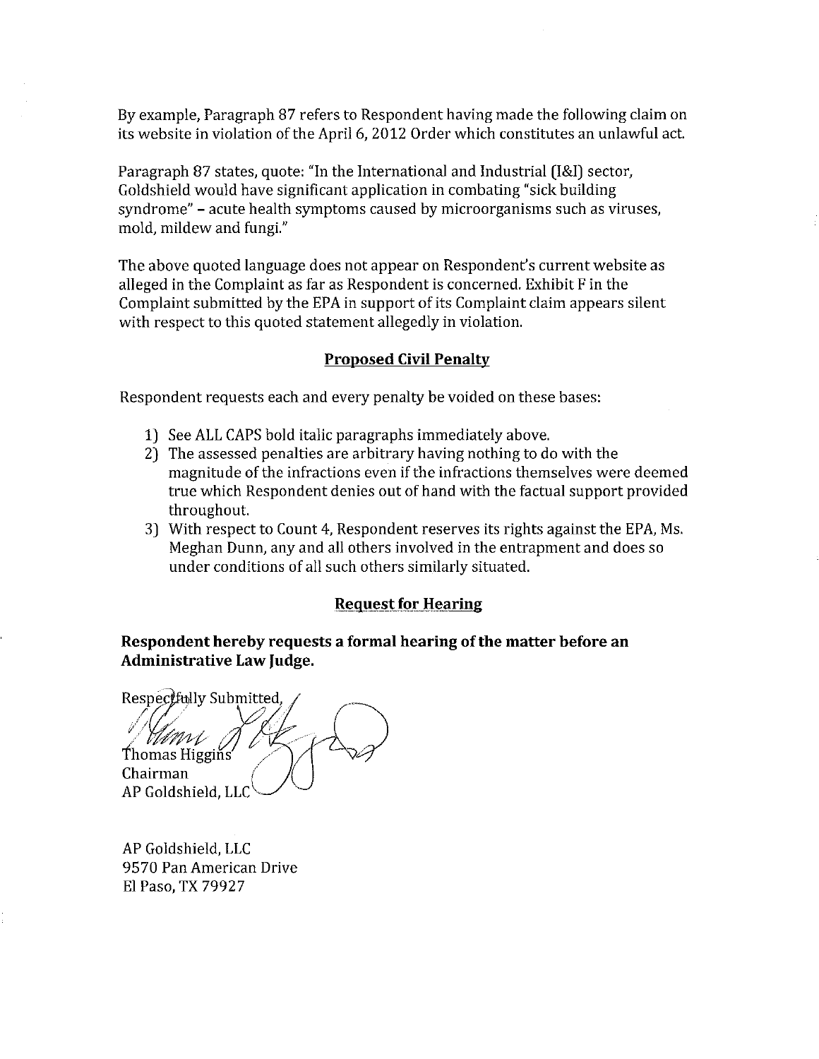By example, Paragraph 87 refers to Respondent having made the following claim on its website in violation of the April 6, 2012 Order which constitutes an unlawful act.

Paragraph 87 states, quote: "In the International and Industrial (I&I) sector, Goldshield would have significant application in combating "sick building syndrome" – acute health symptoms caused by microorganisms such as viruses, mold, mildew and fungi."

The above quoted language does not appear on Respondent's current website as alleged in the Complaint as far as Respondent is concerned. Exhibit F in the Complaint submitted by the EPA in support of its Complaint claim appears silent with respect to this quoted statement allegedly in violation.

## Proposed Civil Penalty

Respondent requests each and every penalty be voided on these bases:

1) See ALL CAPS bold italic paragraphs immediately above.
2) The assessed penalties are arbitrary having nothing to do with the magnitude of the infractions even if the infractions themselves were deemed true which Respondent denies out of hand with the factual support provided throughout.
3) With respect to Count 4, Respondent reserves its rights against the EPA, Ms. Meghan Dunn, any and all others involved in the entrapment and does so under conditions of all such others similarly situated.

## Request for Hearing

**Respondent hereby requests a formal hearing of the matter before an Administrative Law Judge.**

Respectfully Submitted,

Thomas Higgins
Chairman
AP Goldshield, LLC

AP Goldshield, LLC
9570 Pan American Drive
El Paso, TX 79927